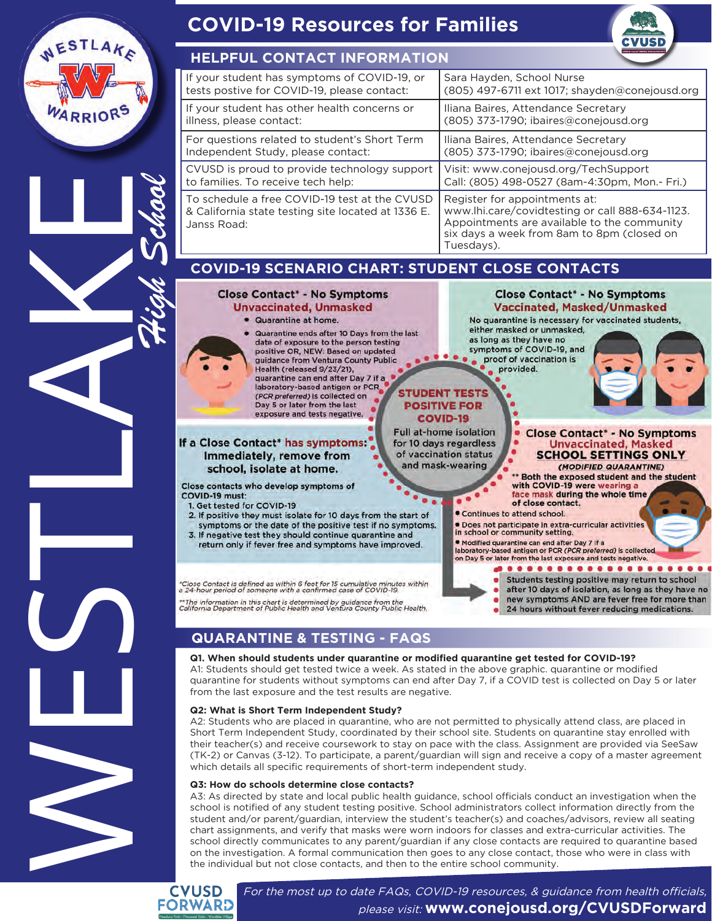# COVID-19 Resources for Families

## HELPFUL CONTACT INFORMATION

| | |
|---|---|
| If your student has symptoms of COVID-19, or tests postive for COVID-19, please contact: | Sara Hayden, School Nurse (805) 497-6711 ext 1017; shayden@conejousd.org |
| If your student has other health concerns or illness, please contact: | Iliana Baires, Attendance Secretary (805) 373-1790; ibaires@conejousd.org |
| For questions related to student's Short Term Independent Study, please contact: | Iliana Baires, Attendance Secretary (805) 373-1790; ibaires@conejousd.org |
| CVUSD is proud to provide technology support to families. To receive tech help: | Visit: www.conejousd.org/TechSupport Call: (805) 498-0527 (8am-4:30pm, Mon.- Fri.) |
| To schedule a free COVID-19 test at the CVUSD & California state testing site located at 1336 E. Janss Road: | Register for appointments at: www.lhi.care/covidtesting or call 888-634-1123. Appointments are available to the community six days a week from 8am to 8pm (closed on Tuesdays). |

## COVID-19 SCENARIO CHART: STUDENT CLOSE CONTACTS

### Close Contact* - No Symptoms
**Unvaccinated, Unmasked**

- Quarantine at home.
- Quarantine ends after 10 Days from the last date of exposure to the person testing positive OR, NEW: Based on updated guidance from Ventura County Public Health (released 9/23/21), quarantine can end after Day 7 if a laboratory-based antigen or PCR *(PCR preferred)* is collected on Day 5 or later from the last exposure and tests negative.

### Close Contact* - No Symptoms
**Vaccinated, Masked/Unmasked**

No quarantine is necessary for vaccinated students, either masked or unmasked, as long as they have no symptoms of COVID-19, and proof of vaccination is provided.

### STUDENT TESTS POSITIVE FOR COVID-19

Full at-home isolation for 10 days regardless of vaccination status and mask-wearing

- Students testing positive may return to school after 10 days of isolation, as long as they have no new symptoms AND are fever free for more than 24 hours without fever reducing medications.

### If a Close Contact* has symptoms: Immediately, remove from school, isolate at home.

Close contacts who develop symptoms of COVID-19 must:

1. Get tested for COVID-19
2. If positive they must isolate for 10 days from the start of symptoms or the date of the positive test if no symptoms.
3. If negative test they should continue quarantine and return only if fever free and symptoms have improved.

### Close Contact* - No Symptoms
**Unvaccinated, Masked**
**SCHOOL SETTINGS ONLY**
***(MODIFIED QUARANTINE)***

** Both the exposed student and the student with COVID-19 were wearing a face mask during the whole time of close contact.

- Continues to attend school.
- Does not participate in extra-curricular activities in school or community setting.
- Modified quarantine can end after Day 7 if a laboratory-based antigen or PCR *(PCR preferred)* is collected on Day 5 or later from the last exposure and tests negative.

*\*Close Contact is defined as within 6 feet for 15 cumulative minutes within a 24-hour period of someone with a confirmed case of COVID-19.*

*\*\*The information in this chart is determined by guidance from the California Department of Public Health and Ventura County Public Health.*

## QUARANTINE & TESTING - FAQS

**Q1. When should students under quarantine or modified quarantine get tested for COVID-19?**

A1: Students should get tested twice a week. As stated in the above graphic. quarantine or modified quarantine for students without symptoms can end after Day 7, if a COVID test is collected on Day 5 or later from the last exposure and the test results are negative.

**Q2: What is Short Term Independent Study?**

A2: Students who are placed in quarantine, who are not permitted to physically attend class, are placed in Short Term Independent Study, coordinated by their school site. Students on quarantine stay enrolled with their teacher(s) and receive coursework to stay on pace with the class. Assignment are provided via SeeSaw (TK-2) or Canvas (3-12). To participate, a parent/guardian will sign and receive a copy of a master agreement which details all specific requirements of short-term independent study.

**Q3: How do schools determine close contacts?**

A3: As directed by state and local public health guidance, school officials conduct an investigation when the school is notified of any student testing positive. School administrators collect information directly from the student and/or parent/guardian, interview the student's teacher(s) and coaches/advisors, review all seating chart assignments, and verify that masks were worn indoors for classes and extra-curricular activities. The school directly communicates to any parent/guardian if any close contacts are required to quarantine based on the investigation. A formal communication then goes to any close contact, those who were in class with the individual but not close contacts, and then to the entire school community.

*For the most up to date FAQs, COVID-19 resources, & guidance from health officials, please visit:* **www.conejousd.org/CVUSDForward**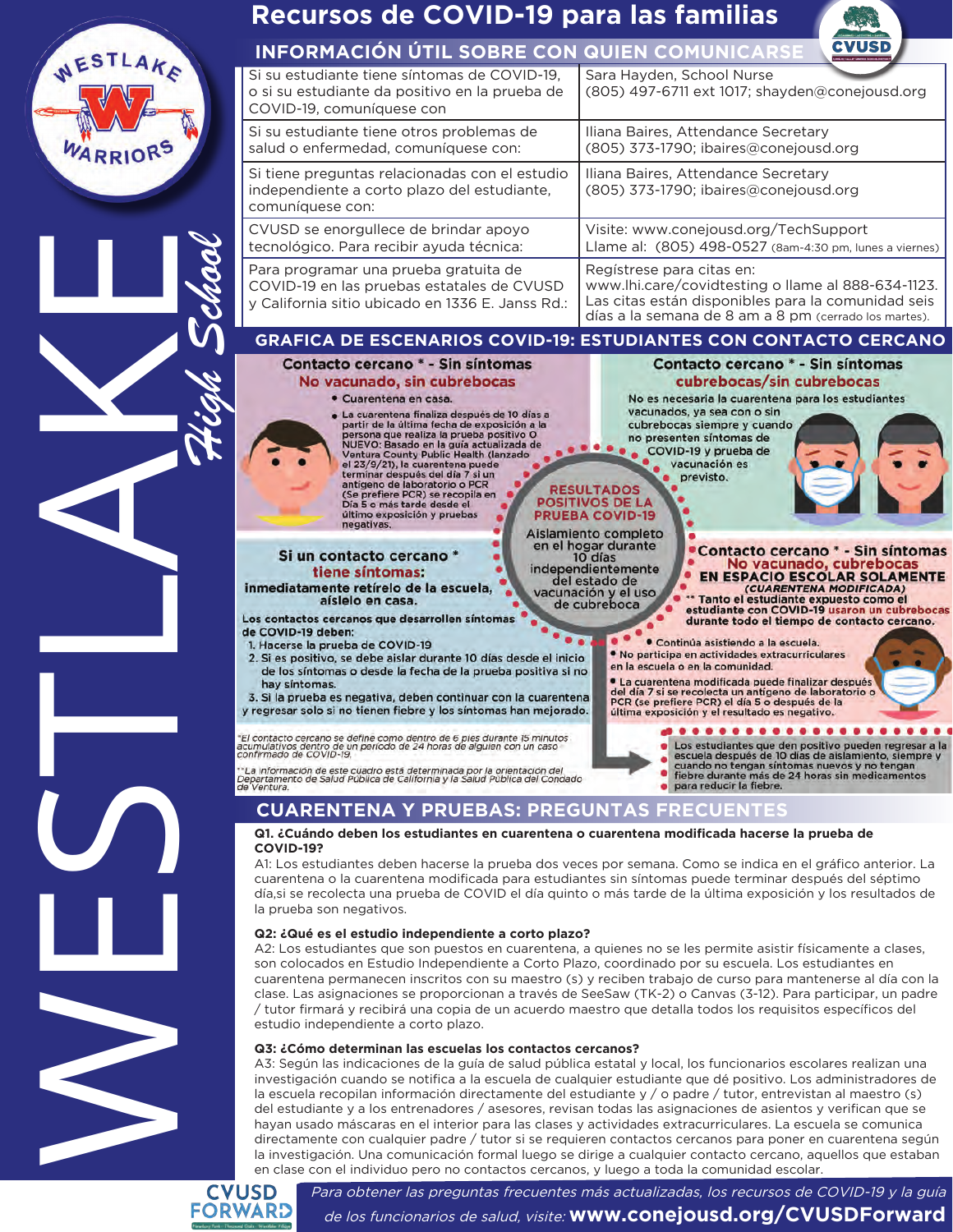# Recursos de COVID-19 para las familias

## INFORMACIÓN ÚTIL SOBRE CON QUIEN COMUNICARSE

| | |
|---|---|
| Si su estudiante tiene síntomas de COVID-19, o si su estudiante da positivo en la prueba de COVID-19, comuníquese con | Sara Hayden, School Nurse (805) 497-6711 ext 1017; shayden@conejousd.org |
| Si su estudiante tiene otros problemas de salud o enfermedad, comuníquese con: | Iliana Baires, Attendance Secretary (805) 373-1790; ibaires@conejousd.org |
| Si tiene preguntas relacionadas con el estudio independiente a corto plazo del estudiante, comuníquese con: | Iliana Baires, Attendance Secretary (805) 373-1790; ibaires@conejousd.org |
| CVUSD se enorgullece de brindar apoyo tecnológico. Para recibir ayuda técnica: | Visite: www.conejousd.org/TechSupport Llame al: (805) 498-0527 (8am-4:30 pm, lunes a viernes) |
| Para programar una prueba gratuita de COVID-19 en las pruebas estatales de CVUSD y California sitio ubicado en 1336 E. Janss Rd.: | Regístrese para citas en: www.lhi.care/covidtesting o llame al 888-634-1123. Las citas están disponibles para la comunidad seis días a la semana de 8 am a 8 pm (cerrado los martes). |

## GRAFICA DE ESCENARIOS COVID-19: ESTUDIANTES CON CONTACTO CERCANO

**Contacto cercano * - Sin síntomas**
**No vacunado, sin cubrebocas**

- Cuarentena en casa.
- La cuarentena finaliza después de 10 días a partir de la última fecha de exposición a la persona que realiza la prueba positivo O NUEVO: Basado en la guía actualizada de Ventura County Public Health (lanzado el 23/9/21), la cuarentena puede terminar después del día 7 si un antígeno de laboratorio o PCR (Se prefiere PCR) se recopila en Día 5 o más tarde desde el último exposición y pruebas negativas.

**Contacto cercano * - Sin síntomas**
**cubrebocas/sin cubrebocas**

No es necesaria la cuarentena para los estudiantes vacunados, ya sea con o sin cubrebocas siempre y cuando no presenten síntomas de COVID-19 y prueba de vacunación es previsto.

**RESULTADOS POSITIVOS DE LA PRUEBA COVID-19**

Aislamiento completo en el hogar durante 10 días independientemente del estado de vacunación y el uso de cubreboca

**Si un contacto cercano * tiene síntomas:**
**inmediatamente retírelo de la escuela, aíslelo en casa.**

Los contactos cercanos que desarrollen síntomas de COVID-19 deben:

1. Hacerse la prueba de COVID-19
2. Si es positivo, se debe aislar durante 10 días desde el inicio de los síntomas o desde la fecha de la prueba positiva si no hay síntomas.
3. Si la prueba es negativa, deben continuar con la cuarentena y regresar solo si no tienen fiebre y los síntomas han mejorado.

**Contacto cercano * - Sin síntomas**
**No vacunado, cubrebocas**
**EN ESPACIO ESCOLAR SOLAMENTE**
***(CUARENTENA MODIFICADA)***
**** Tanto el estudiante expuesto como el estudiante con COVID-19 usaron un cubrebocas durante todo el tiempo de contacto cercano.**

- Continúa asistiendo a la escuela.
- No participa en actividades extracurriculares en la escuela o en la comunidad.
- La cuarentena modificada puede finalizar después del día 7 si se recolecta un antígeno de laboratorio o PCR (se prefiere PCR) el día 5 o después de la última exposición y el resultado es negativo.

Los estudiantes que den positivo pueden regresar a la escuela después de 10 días de aislamiento, siempre y cuando no tengan síntomas nuevos y no tengan fiebre durante más de 24 horas sin medicamentos para reducir la fiebre.

*El contacto cercano se define como dentro de 6 pies durante 15 minutos acumulativos dentro de un período de 24 horas de alguien con un caso confirmado de COVID-19.

**La información de este cuadro está determinada por la orientación del Departamento de Salud Pública de California y la Salud Pública del Condado de Ventura.

## CUARENTENA Y PRUEBAS: PREGUNTAS FRECUENTES

**Q1. ¿Cuándo deben los estudiantes en cuarentena o cuarentena modificada hacerse la prueba de COVID-19?**

A1: Los estudiantes deben hacerse la prueba dos veces por semana. Como se indica en el gráfico anterior. La cuarentena o la cuarentena modificada para estudiantes sin síntomas puede terminar después del séptimo día,si se recolecta una prueba de COVID el día quinto o más tarde de la última exposición y los resultados de la prueba son negativos.

**Q2: ¿Qué es el estudio independiente a corto plazo?**

A2: Los estudiantes que son puestos en cuarentena, a quienes no se les permite asistir físicamente a clases, son colocados en Estudio Independiente a Corto Plazo, coordinado por su escuela. Los estudiantes en cuarentena permanecen inscritos con su maestro (s) y reciben trabajo de curso para mantenerse al día con la clase. Las asignaciones se proporcionan a través de SeeSaw (TK-2) o Canvas (3-12). Para participar, un padre / tutor firmará y recibirá una copia de un acuerdo maestro que detalla todos los requisitos específicos del estudio independiente a corto plazo.

**Q3: ¿Cómo determinan las escuelas los contactos cercanos?**

A3: Según las indicaciones de la guía de salud pública estatal y local, los funcionarios escolares realizan una investigación cuando se notifica a la escuela de cualquier estudiante que dé positivo. Los administradores de la escuela recopilan información directamente del estudiante y / o padre / tutor, entrevistan al maestro (s) del estudiante y a los entrenadores / asesores, revisan todas las asignaciones de asientos y verifican que se hayan usado máscaras en el interior para las clases y actividades extracurriculares. La escuela se comunica directamente con cualquier padre / tutor si se requieren contactos cercanos para poner en cuarentena según la investigación. Una comunicación formal luego se dirige a cualquier contacto cercano, aquellos que estaban en clase con el individuo pero no contactos cercanos, y luego a toda la comunidad escolar.

*Para obtener las preguntas frecuentes más actualizadas, los recursos de COVID-19 y la guía de los funcionarios de salud, visite:* **www.conejousd.org/CVUSDForward**